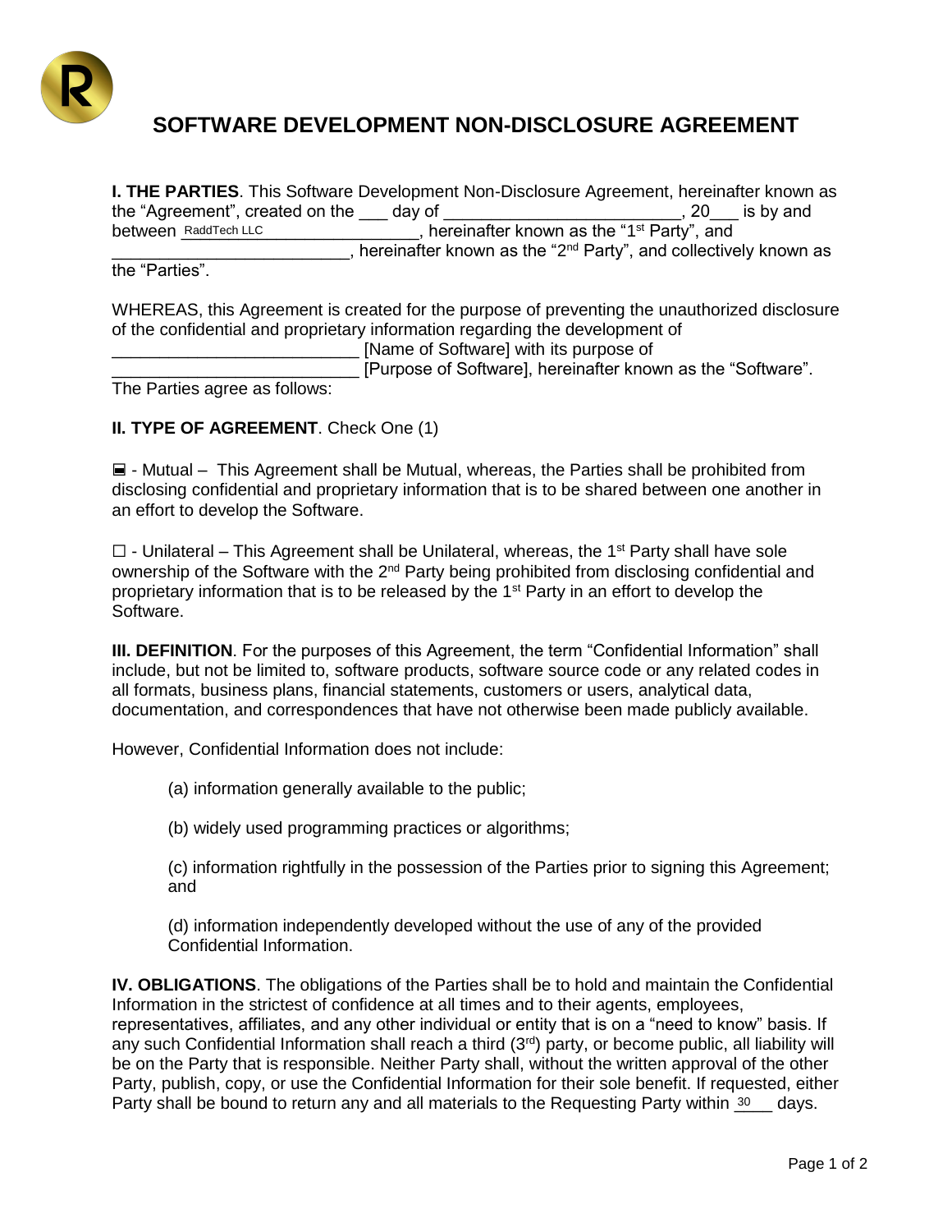# SOFTWARE DEVELOPMENT NON-DISCLOSURE AGREEMENT

**I. THE PARTIES**. This Software Development Non-Disclosure Agreement, hereinafter known as the "Agreement", created on the ___ day of _________________________, 20___ is by and between RaddTech LLC_________________, hereinafter known as the "1st Party", and _________________________, hereinafter known as the "2nd Party", and collectively known as the "Parties".

WHEREAS, this Agreement is created for the purpose of preventing the unauthorized disclosure of the confidential and proprietary information regarding the development of _________________________ [Name of Software] with its purpose of _________________________ [Purpose of Software], hereinafter known as the "Software". The Parties agree as follows:

**II. TYPE OF AGREEMENT**. Check One (1)

☒ - Mutual – This Agreement shall be Mutual, whereas, the Parties shall be prohibited from disclosing confidential and proprietary information that is to be shared between one another in an effort to develop the Software.

☐ - Unilateral – This Agreement shall be Unilateral, whereas, the 1st Party shall have sole ownership of the Software with the 2nd Party being prohibited from disclosing confidential and proprietary information that is to be released by the 1st Party in an effort to develop the Software.

**III. DEFINITION**. For the purposes of this Agreement, the term "Confidential Information" shall include, but not be limited to, software products, software source code or any related codes in all formats, business plans, financial statements, customers or users, analytical data, documentation, and correspondences that have not otherwise been made publicly available.

However, Confidential Information does not include:

(a) information generally available to the public;

(b) widely used programming practices or algorithms;

(c) information rightfully in the possession of the Parties prior to signing this Agreement; and

(d) information independently developed without the use of any of the provided Confidential Information.

**IV. OBLIGATIONS**. The obligations of the Parties shall be to hold and maintain the Confidential Information in the strictest of confidence at all times and to their agents, employees, representatives, affiliates, and any other individual or entity that is on a "need to know" basis. If any such Confidential Information shall reach a third (3rd) party, or become public, all liability will be on the Party that is responsible. Neither Party shall, without the written approval of the other Party, publish, copy, or use the Confidential Information for their sole benefit. If requested, either Party shall be bound to return any and all materials to the Requesting Party within 30___ days.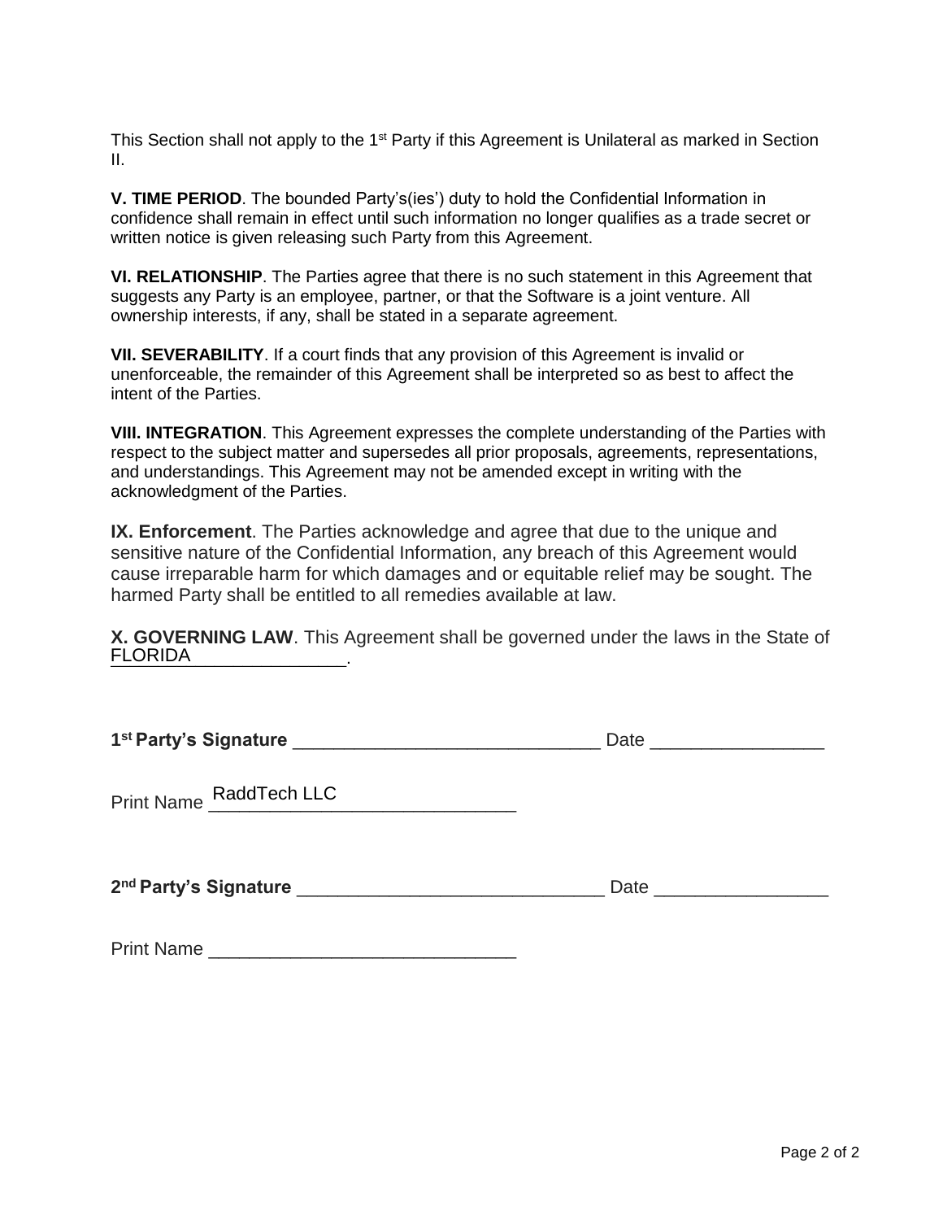This Section shall not apply to the 1st Party if this Agreement is Unilateral as marked in Section II.

**V. TIME PERIOD**. The bounded Party's(ies') duty to hold the Confidential Information in confidence shall remain in effect until such information no longer qualifies as a trade secret or written notice is given releasing such Party from this Agreement.

**VI. RELATIONSHIP**. The Parties agree that there is no such statement in this Agreement that suggests any Party is an employee, partner, or that the Software is a joint venture. All ownership interests, if any, shall be stated in a separate agreement.

**VII. SEVERABILITY**. If a court finds that any provision of this Agreement is invalid or unenforceable, the remainder of this Agreement shall be interpreted so as best to affect the intent of the Parties.

**VIII. INTEGRATION**. This Agreement expresses the complete understanding of the Parties with respect to the subject matter and supersedes all prior proposals, agreements, representations, and understandings. This Agreement may not be amended except in writing with the acknowledgment of the Parties.

**IX. Enforcement**. The Parties acknowledge and agree that due to the unique and sensitive nature of the Confidential Information, any breach of this Agreement would cause irreparable harm for which damages and or equitable relief may be sought. The harmed Party shall be entitled to all remedies available at law.

**X. GOVERNING LAW**. This Agreement shall be governed under the laws in the State of FLORIDA\_\_\_\_\_\_\_\_\_\_\_\_\_\_\_.

**1st Party's Signature** \_\_\_\_\_\_\_\_\_\_\_\_\_\_\_\_\_\_\_\_\_\_\_\_\_\_\_\_\_\_ Date \_\_\_\_\_\_\_\_\_\_\_\_\_\_\_\_\_

Print Name RaddTech LLC

**2nd Party's Signature** \_\_\_\_\_\_\_\_\_\_\_\_\_\_\_\_\_\_\_\_\_\_\_\_\_\_\_\_\_\_ Date \_\_\_\_\_\_\_\_\_\_\_\_\_\_\_\_\_

Print Name \_\_\_\_\_\_\_\_\_\_\_\_\_\_\_\_\_\_\_\_\_\_\_\_\_\_\_\_\_\_